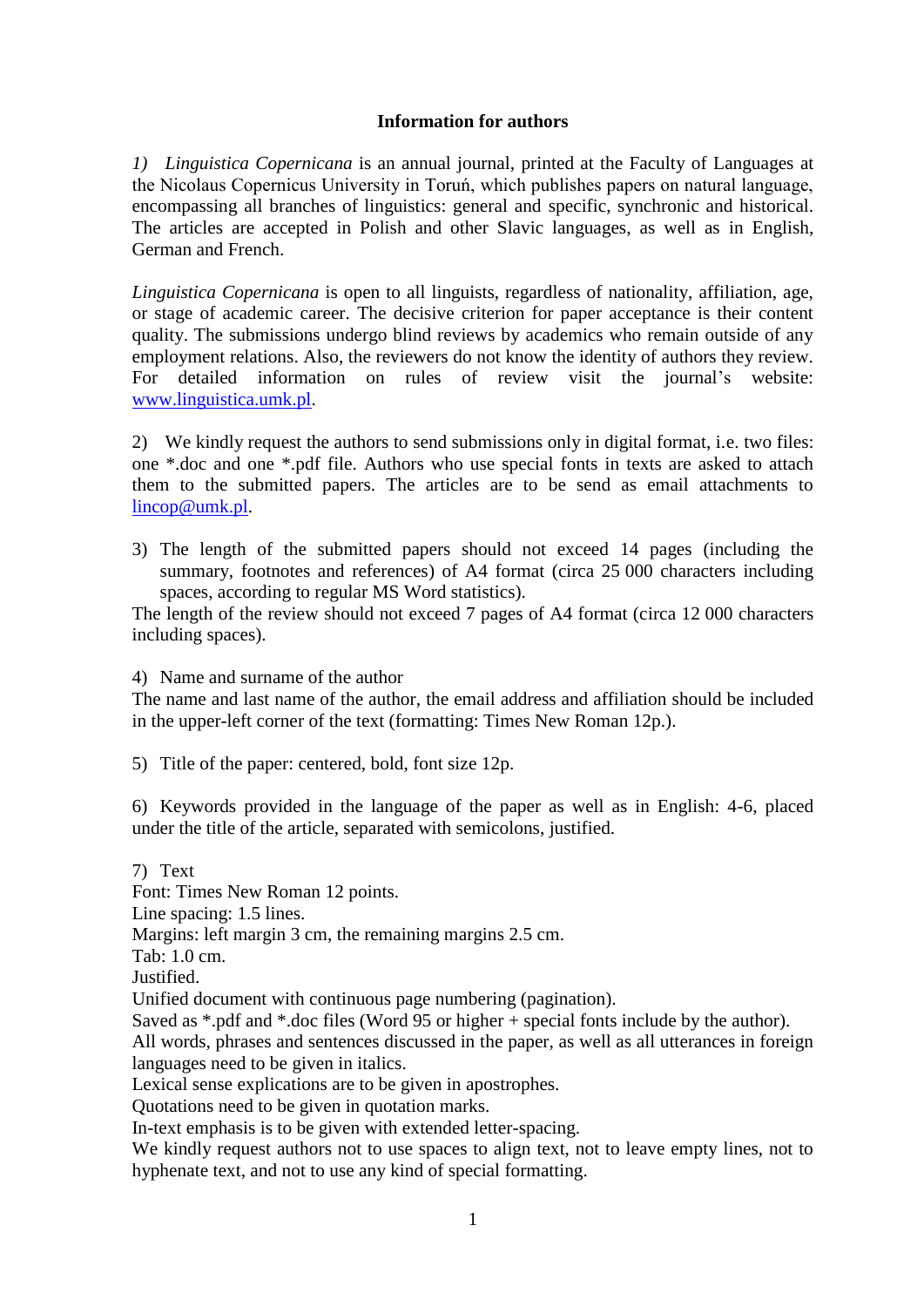**Information for authors**

*1) Linguistica Copernicana* is an annual journal, printed at the Faculty of Languages at the Nicolaus Copernicus University in Toruń, which publishes papers on natural language, encompassing all branches of linguistics: general and specific, synchronic and historical. The articles are accepted in Polish and other Slavic languages, as well as in English, German and French.

*Linguistica Copernicana* is open to all linguists, regardless of nationality, affiliation, age, or stage of academic career. The decisive criterion for paper acceptance is their content quality. The submissions undergo blind reviews by academics who remain outside of any employment relations. Also, the reviewers do not know the identity of authors they review. For detailed information on rules of review visit the journal's website: [www.linguistica.umk.pl](http://www.linguistica.umk.pl).

2) We kindly request the authors to send submissions only in digital format, i.e. two files: one *.doc and one *.pdf file. Authors who use special fonts in texts are asked to attach them to the submitted papers. The articles are to be send as email attachments to [lincop@umk.pl](mailto:lincop@umk.pl).

3) The length of the submitted papers should not exceed 14 pages (including the summary, footnotes and references) of A4 format (circa 25 000 characters including spaces, according to regular MS Word statistics).

The length of the review should not exceed 7 pages of A4 format (circa 12 000 characters including spaces).

4) Name and surname of the author

The name and last name of the author, the email address and affiliation should be included in the upper-left corner of the text (formatting: Times New Roman 12p.).

5) Title of the paper: centered, bold, font size 12p.

6) Keywords provided in the language of the paper as well as in English: 4-6, placed under the title of the article, separated with semicolons, justified.

7) Text

Font: Times New Roman 12 points.
Line spacing: 1.5 lines.
Margins: left margin 3 cm, the remaining margins 2.5 cm.
Tab: 1.0 cm.
Justified.
Unified document with continuous page numbering (pagination).
Saved as *.pdf and *.doc files (Word 95 or higher + special fonts include by the author).
All words, phrases and sentences discussed in the paper, as well as all utterances in foreign languages need to be given in italics.
Lexical sense explications are to be given in apostrophes.
Quotations need to be given in quotation marks.
In-text emphasis is to be given with extended letter-spacing.
We kindly request authors not to use spaces to align text, not to leave empty lines, not to hyphenate text, and not to use any kind of special formatting.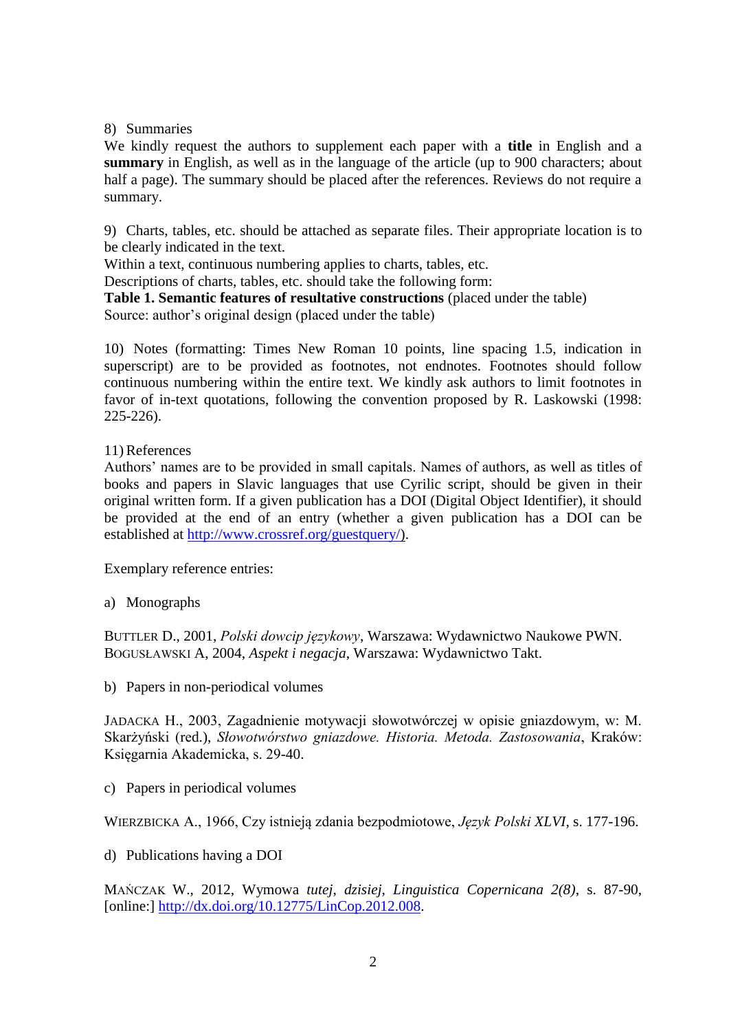8) Summaries

We kindly request the authors to supplement each paper with a **title** in English and a **summary** in English, as well as in the language of the article (up to 900 characters; about half a page). The summary should be placed after the references. Reviews do not require a summary.

9) Charts, tables, etc. should be attached as separate files. Their appropriate location is to be clearly indicated in the text.

Within a text, continuous numbering applies to charts, tables, etc.

Descriptions of charts, tables, etc. should take the following form:

**Table 1. Semantic features of resultative constructions** (placed under the table)

Source: author's original design (placed under the table)

10) Notes (formatting: Times New Roman 10 points, line spacing 1.5, indication in superscript) are to be provided as footnotes, not endnotes. Footnotes should follow continuous numbering within the entire text. We kindly ask authors to limit footnotes in favor of in-text quotations, following the convention proposed by R. Laskowski (1998: 225-226).

11) References

Authors' names are to be provided in small capitals. Names of authors, as well as titles of books and papers in Slavic languages that use Cyrilic script, should be given in their original written form. If a given publication has a DOI (Digital Object Identifier), it should be provided at the end of an entry (whether a given publication has a DOI can be established at http://www.crossref.org/guestquery/).

Exemplary reference entries:

a) Monographs

BUTTLER D., 2001, *Polski dowcip językowy*, Warszawa: Wydawnictwo Naukowe PWN.
BOGUSŁAWSKI A, 2004, *Aspekt i negacja*, Warszawa: Wydawnictwo Takt.

b) Papers in non-periodical volumes

JADACKA H., 2003, Zagadnienie motywacji słowotwórczej w opisie gniazdowym, w: M. Skarżyński (red.), *Słowotwórstwo gniazdowe. Historia. Metoda. Zastosowania*, Kraków: Księgarnia Akademicka, s. 29-40.

c) Papers in periodical volumes

WIERZBICKA A., 1966, Czy istnieją zdania bezpodmiotowe, *Język Polski XLVI*, s. 177-196.

d) Publications having a DOI

MAŃCZAK W., 2012, Wymowa *tutej*, *dzisiej*, *Linguistica Copernicana 2(8)*, s. 87-90, [online:] http://dx.doi.org/10.12775/LinCop.2012.008.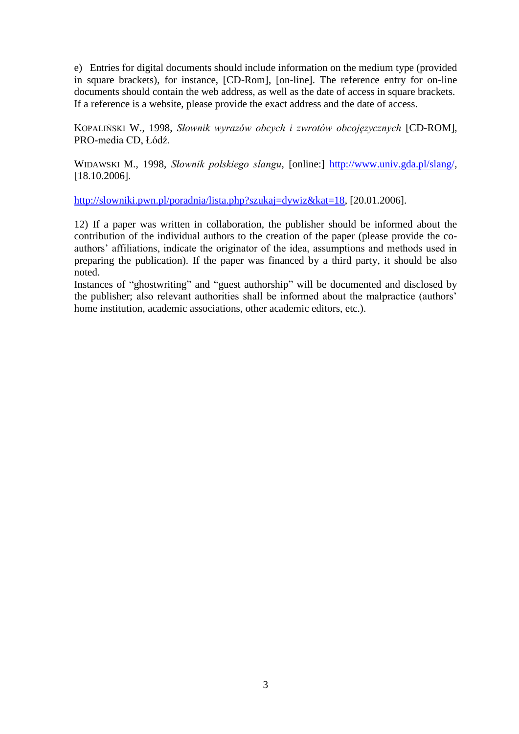e) Entries for digital documents should include information on the medium type (provided in square brackets), for instance, [CD-Rom], [on-line]. The reference entry for on-line documents should contain the web address, as well as the date of access in square brackets. If a reference is a website, please provide the exact address and the date of access.

KOPALIŃSKI W., 1998, *Słownik wyrazów obcych i zwrotów obcojęzycznych* [CD-ROM], PRO-media CD, Łódź.

WIDAWSKI M., 1998, *Słownik polskiego slangu*, [online:] http://www.univ.gda.pl/slang/, [18.10.2006].

http://slowniki.pwn.pl/poradnia/lista.php?szukaj=dywiz&kat=18, [20.01.2006].

12) If a paper was written in collaboration, the publisher should be informed about the contribution of the individual authors to the creation of the paper (please provide the co-authors' affiliations, indicate the originator of the idea, assumptions and methods used in preparing the publication). If the paper was financed by a third party, it should be also noted.
Instances of "ghostwriting" and "guest authorship" will be documented and disclosed by the publisher; also relevant authorities shall be informed about the malpractice (authors' home institution, academic associations, other academic editors, etc.).